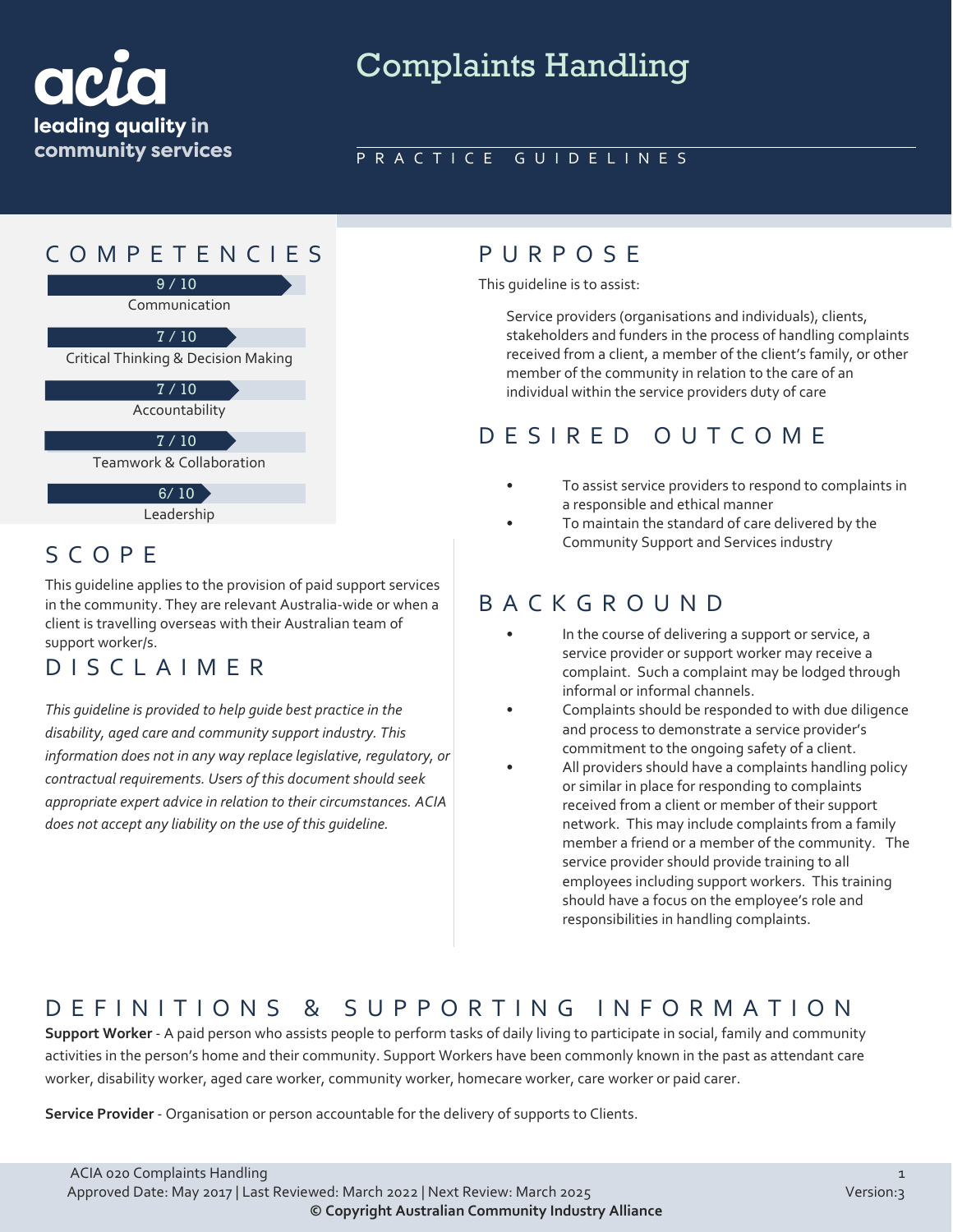acia
leading quality in community services

# Complaints Handling

PRACTICE GUIDELINES

## COMPETENCIES

9 / 10
Communication

7 / 10
Critical Thinking & Decision Making

7 / 10
Accountability

7 / 10
Teamwork & Collaboration

6/ 10
Leadership

## SCOPE

This guideline applies to the provision of paid support services in the community. They are relevant Australia-wide or when a client is travelling overseas with their Australian team of support worker/s.

## DISCLAIMER

*This guideline is provided to help guide best practice in the disability, aged care and community support industry. This information does not in any way replace legislative, regulatory, or contractual requirements. Users of this document should seek appropriate expert advice in relation to their circumstances. ACIA does not accept any liability on the use of this guideline.*

## PURPOSE

This guideline is to assist:

Service providers (organisations and individuals), clients, stakeholders and funders in the process of handling complaints received from a client, a member of the client's family, or other member of the community in relation to the care of an individual within the service providers duty of care

## DESIRED OUTCOME

- To assist service providers to respond to complaints in a responsible and ethical manner
- To maintain the standard of care delivered by the Community Support and Services industry

## BACKGROUND

- In the course of delivering a support or service, a service provider or support worker may receive a complaint. Such a complaint may be lodged through informal or informal channels.
- Complaints should be responded to with due diligence and process to demonstrate a service provider's commitment to the ongoing safety of a client.
- All providers should have a complaints handling policy or similar in place for responding to complaints received from a client or member of their support network. This may include complaints from a family member a friend or a member of the community. The service provider should provide training to all employees including support workers. This training should have a focus on the employee's role and responsibilities in handling complaints.

## DEFINITIONS & SUPPORTING INFORMATION

**Support Worker** - A paid person who assists people to perform tasks of daily living to participate in social, family and community activities in the person's home and their community. Support Workers have been commonly known in the past as attendant care worker, disability worker, aged care worker, community worker, homecare worker, care worker or paid carer.

**Service Provider** - Organisation or person accountable for the delivery of supports to Clients.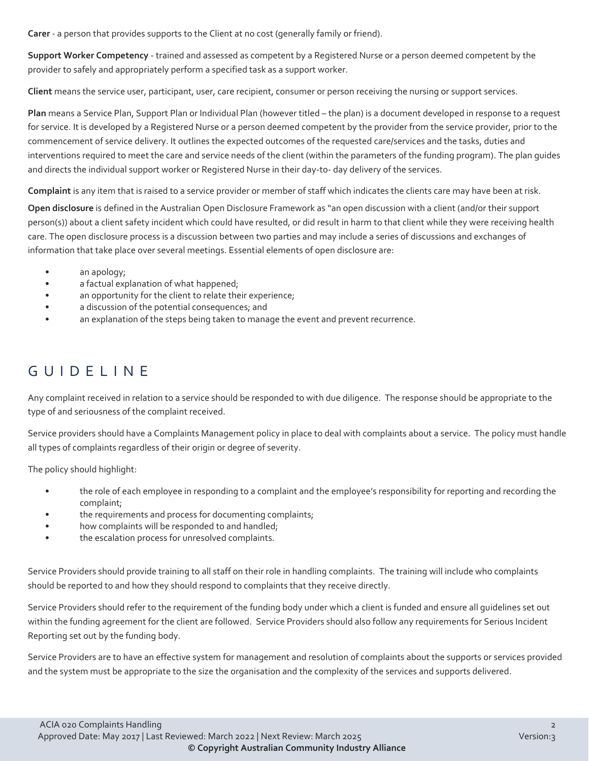**Carer** - a person that provides supports to the Client at no cost (generally family or friend).

**Support Worker Competency** - trained and assessed as competent by a Registered Nurse or a person deemed competent by the provider to safely and appropriately perform a specified task as a support worker.

**Client** means the service user, participant, user, care recipient, consumer or person receiving the nursing or support services.

**Plan** means a Service Plan, Support Plan or Individual Plan (however titled – the plan) is a document developed in response to a request for service. It is developed by a Registered Nurse or a person deemed competent by the provider from the service provider, prior to the commencement of service delivery. It outlines the expected outcomes of the requested care/services and the tasks, duties and interventions required to meet the care and service needs of the client (within the parameters of the funding program). The plan guides and directs the individual support worker or Registered Nurse in their day-to- day delivery of the services.

**Complaint** is any item that is raised to a service provider or member of staff which indicates the clients care may have been at risk.

**Open disclosure** is defined in the Australian Open Disclosure Framework as "an open discussion with a client (and/or their support person(s)) about a client safety incident which could have resulted, or did result in harm to that client while they were receiving health care. The open disclosure process is a discussion between two parties and may include a series of discussions and exchanges of information that take place over several meetings. Essential elements of open disclosure are:

- an apology;
- a factual explanation of what happened;
- an opportunity for the client to relate their experience;
- a discussion of the potential consequences; and
- an explanation of the steps being taken to manage the event and prevent recurrence.

# GUIDELINE

Any complaint received in relation to a service should be responded to with due diligence. The response should be appropriate to the type of and seriousness of the complaint received.

Service providers should have a Complaints Management policy in place to deal with complaints about a service. The policy must handle all types of complaints regardless of their origin or degree of severity.

The policy should highlight:

- the role of each employee in responding to a complaint and the employee's responsibility for reporting and recording the complaint;
- the requirements and process for documenting complaints;
- how complaints will be responded to and handled;
- the escalation process for unresolved complaints.

Service Providers should provide training to all staff on their role in handling complaints. The training will include who complaints should be reported to and how they should respond to complaints that they receive directly.

Service Providers should refer to the requirement of the funding body under which a client is funded and ensure all guidelines set out within the funding agreement for the client are followed. Service Providers should also follow any requirements for Serious Incident Reporting set out by the funding body.

Service Providers are to have an effective system for management and resolution of complaints about the supports or services provided and the system must be appropriate to the size the organisation and the complexity of the services and supports delivered.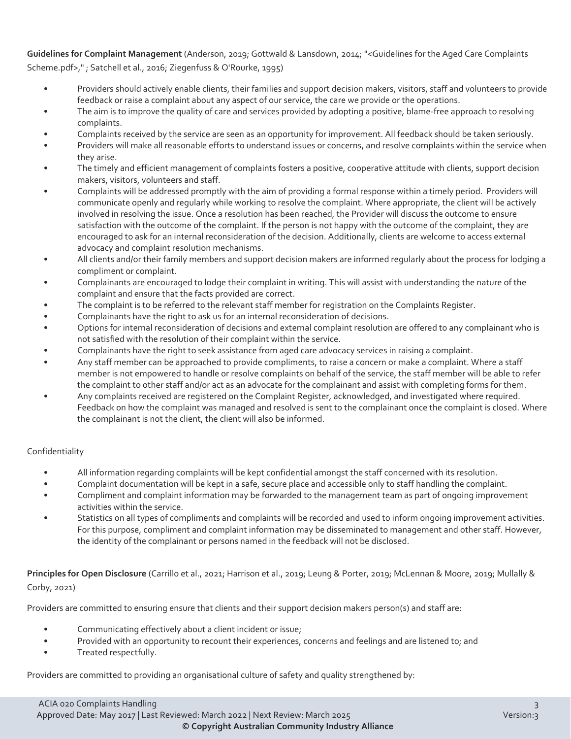**Guidelines for Complaint Management** (Anderson, 2019; Gottwald & Lansdown, 2014; "<Guidelines for the Aged Care Complaints Scheme.pdf>," ; Satchell et al., 2016; Ziegenfuss & O'Rourke, 1995)

- Providers should actively enable clients, their families and support decision makers, visitors, staff and volunteers to provide feedback or raise a complaint about any aspect of our service, the care we provide or the operations.
- The aim is to improve the quality of care and services provided by adopting a positive, blame-free approach to resolving complaints.
- Complaints received by the service are seen as an opportunity for improvement. All feedback should be taken seriously.
- Providers will make all reasonable efforts to understand issues or concerns, and resolve complaints within the service when they arise.
- The timely and efficient management of complaints fosters a positive, cooperative attitude with clients, support decision makers, visitors, volunteers and staff.
- Complaints will be addressed promptly with the aim of providing a formal response within a timely period. Providers will communicate openly and regularly while working to resolve the complaint. Where appropriate, the client will be actively involved in resolving the issue. Once a resolution has been reached, the Provider will discuss the outcome to ensure satisfaction with the outcome of the complaint. If the person is not happy with the outcome of the complaint, they are encouraged to ask for an internal reconsideration of the decision. Additionally, clients are welcome to access external advocacy and complaint resolution mechanisms.
- All clients and/or their family members and support decision makers are informed regularly about the process for lodging a compliment or complaint.
- Complainants are encouraged to lodge their complaint in writing. This will assist with understanding the nature of the complaint and ensure that the facts provided are correct.
- The complaint is to be referred to the relevant staff member for registration on the Complaints Register.
- Complainants have the right to ask us for an internal reconsideration of decisions.
- Options for internal reconsideration of decisions and external complaint resolution are offered to any complainant who is not satisfied with the resolution of their complaint within the service.
- Complainants have the right to seek assistance from aged care advocacy services in raising a complaint.
- Any staff member can be approached to provide compliments, to raise a concern or make a complaint. Where a staff member is not empowered to handle or resolve complaints on behalf of the service, the staff member will be able to refer the complaint to other staff and/or act as an advocate for the complainant and assist with completing forms for them.
- Any complaints received are registered on the Complaint Register, acknowledged, and investigated where required. Feedback on how the complaint was managed and resolved is sent to the complainant once the complaint is closed. Where the complainant is not the client, the client will also be informed.

Confidentiality

- All information regarding complaints will be kept confidential amongst the staff concerned with its resolution.
- Complaint documentation will be kept in a safe, secure place and accessible only to staff handling the complaint.
- Compliment and complaint information may be forwarded to the management team as part of ongoing improvement activities within the service.
- Statistics on all types of compliments and complaints will be recorded and used to inform ongoing improvement activities. For this purpose, compliment and complaint information may be disseminated to management and other staff. However, the identity of the complainant or persons named in the feedback will not be disclosed.

**Principles for Open Disclosure** (Carrillo et al., 2021; Harrison et al., 2019; Leung & Porter, 2019; McLennan & Moore, 2019; Mullally & Corby, 2021)

Providers are committed to ensuring ensure that clients and their support decision makers person(s) and staff are:

- Communicating effectively about a client incident or issue;
- Provided with an opportunity to recount their experiences, concerns and feelings and are listened to; and
- Treated respectfully.

Providers are committed to providing an organisational culture of safety and quality strengthened by: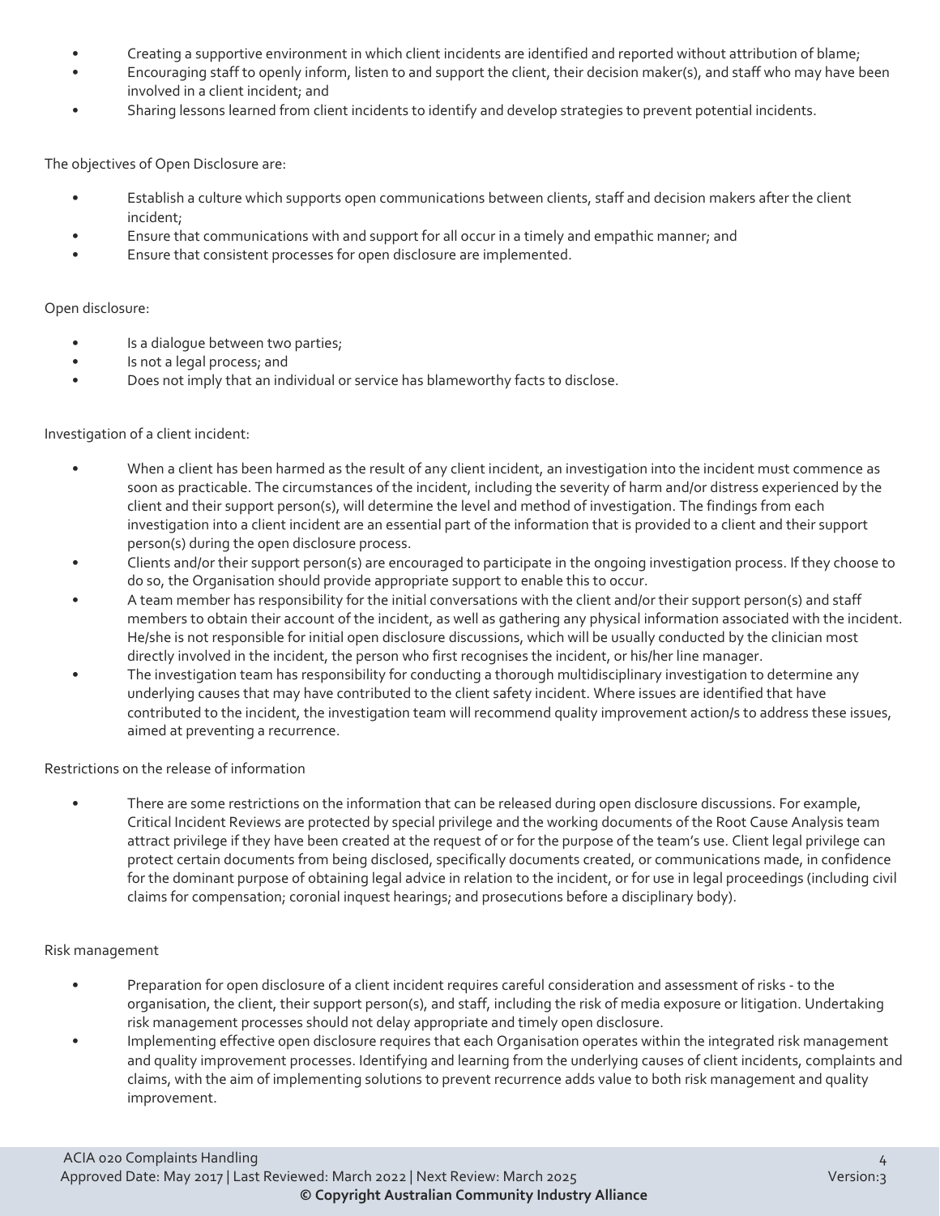- Creating a supportive environment in which client incidents are identified and reported without attribution of blame;
- Encouraging staff to openly inform, listen to and support the client, their decision maker(s), and staff who may have been involved in a client incident; and
- Sharing lessons learned from client incidents to identify and develop strategies to prevent potential incidents.

The objectives of Open Disclosure are:

- Establish a culture which supports open communications between clients, staff and decision makers after the client incident;
- Ensure that communications with and support for all occur in a timely and empathic manner; and
- Ensure that consistent processes for open disclosure are implemented.

Open disclosure:

- Is a dialogue between two parties;
- Is not a legal process; and
- Does not imply that an individual or service has blameworthy facts to disclose.

Investigation of a client incident:

- When a client has been harmed as the result of any client incident, an investigation into the incident must commence as soon as practicable. The circumstances of the incident, including the severity of harm and/or distress experienced by the client and their support person(s), will determine the level and method of investigation. The findings from each investigation into a client incident are an essential part of the information that is provided to a client and their support person(s) during the open disclosure process.
- Clients and/or their support person(s) are encouraged to participate in the ongoing investigation process. If they choose to do so, the Organisation should provide appropriate support to enable this to occur.
- A team member has responsibility for the initial conversations with the client and/or their support person(s) and staff members to obtain their account of the incident, as well as gathering any physical information associated with the incident. He/she is not responsible for initial open disclosure discussions, which will be usually conducted by the clinician most directly involved in the incident, the person who first recognises the incident, or his/her line manager.
- The investigation team has responsibility for conducting a thorough multidisciplinary investigation to determine any underlying causes that may have contributed to the client safety incident. Where issues are identified that have contributed to the incident, the investigation team will recommend quality improvement action/s to address these issues, aimed at preventing a recurrence.

Restrictions on the release of information

- There are some restrictions on the information that can be released during open disclosure discussions. For example, Critical Incident Reviews are protected by special privilege and the working documents of the Root Cause Analysis team attract privilege if they have been created at the request of or for the purpose of the team's use. Client legal privilege can protect certain documents from being disclosed, specifically documents created, or communications made, in confidence for the dominant purpose of obtaining legal advice in relation to the incident, or for use in legal proceedings (including civil claims for compensation; coronial inquest hearings; and prosecutions before a disciplinary body).

Risk management

- Preparation for open disclosure of a client incident requires careful consideration and assessment of risks - to the organisation, the client, their support person(s), and staff, including the risk of media exposure or litigation. Undertaking risk management processes should not delay appropriate and timely open disclosure.
- Implementing effective open disclosure requires that each Organisation operates within the integrated risk management and quality improvement processes. Identifying and learning from the underlying causes of client incidents, complaints and claims, with the aim of implementing solutions to prevent recurrence adds value to both risk management and quality improvement.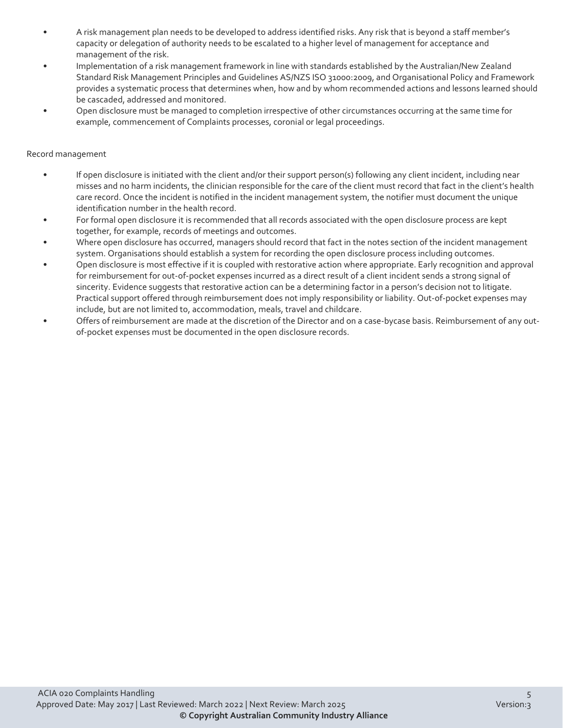- A risk management plan needs to be developed to address identified risks. Any risk that is beyond a staff member's capacity or delegation of authority needs to be escalated to a higher level of management for acceptance and management of the risk.
- Implementation of a risk management framework in line with standards established by the Australian/New Zealand Standard Risk Management Principles and Guidelines AS/NZS ISO 31000:2009, and Organisational Policy and Framework provides a systematic process that determines when, how and by whom recommended actions and lessons learned should be cascaded, addressed and monitored.
- Open disclosure must be managed to completion irrespective of other circumstances occurring at the same time for example, commencement of Complaints processes, coronial or legal proceedings.

Record management

- If open disclosure is initiated with the client and/or their support person(s) following any client incident, including near misses and no harm incidents, the clinician responsible for the care of the client must record that fact in the client's health care record. Once the incident is notified in the incident management system, the notifier must document the unique identification number in the health record.
- For formal open disclosure it is recommended that all records associated with the open disclosure process are kept together, for example, records of meetings and outcomes.
- Where open disclosure has occurred, managers should record that fact in the notes section of the incident management system. Organisations should establish a system for recording the open disclosure process including outcomes.
- Open disclosure is most effective if it is coupled with restorative action where appropriate. Early recognition and approval for reimbursement for out-of-pocket expenses incurred as a direct result of a client incident sends a strong signal of sincerity. Evidence suggests that restorative action can be a determining factor in a person's decision not to litigate. Practical support offered through reimbursement does not imply responsibility or liability. Out-of-pocket expenses may include, but are not limited to, accommodation, meals, travel and childcare.
- Offers of reimbursement are made at the discretion of the Director and on a case-bycase basis. Reimbursement of any out-of-pocket expenses must be documented in the open disclosure records.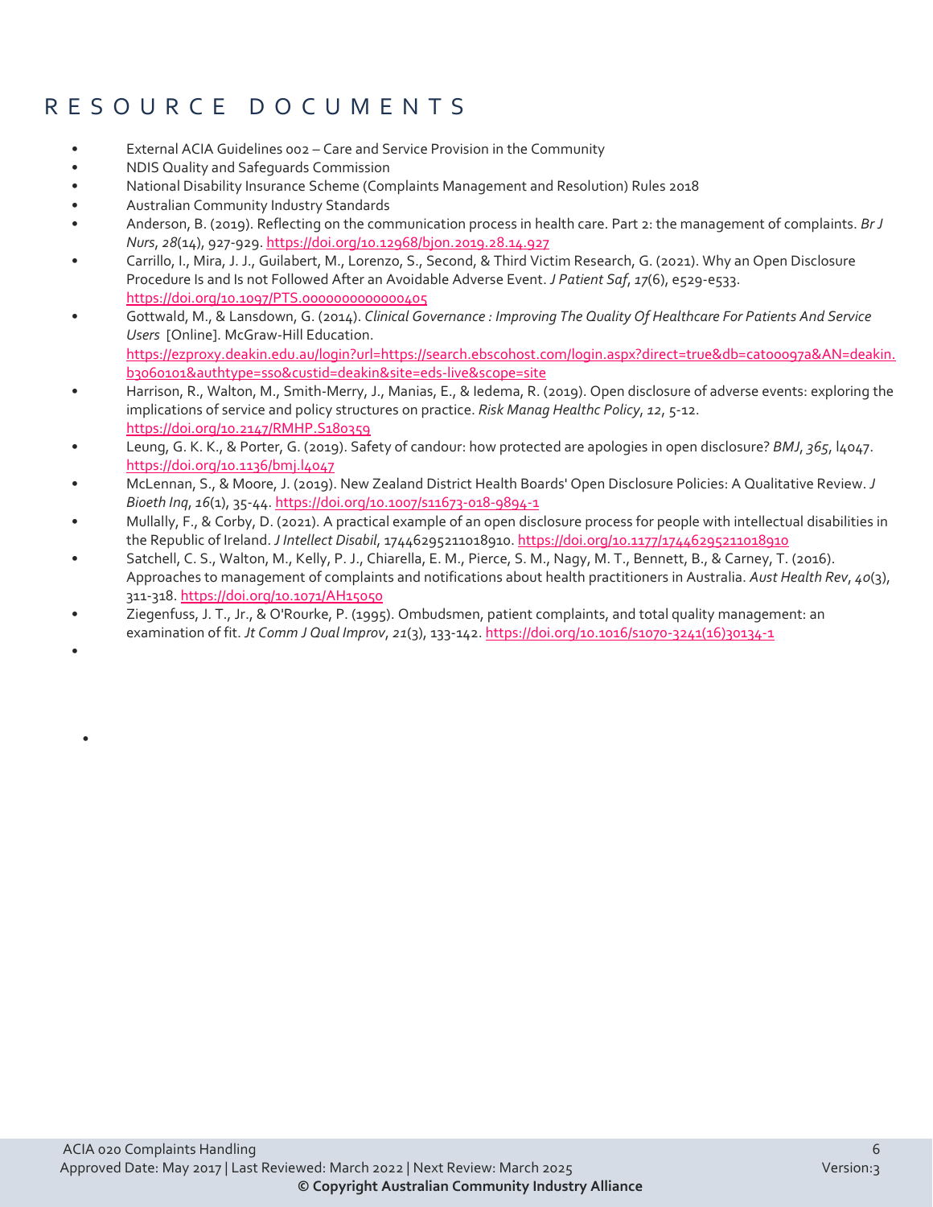# RESOURCE DOCUMENTS

- External ACIA Guidelines 002 – Care and Service Provision in the Community
- NDIS Quality and Safeguards Commission
- National Disability Insurance Scheme (Complaints Management and Resolution) Rules 2018
- Australian Community Industry Standards
- Anderson, B. (2019). Reflecting on the communication process in health care. Part 2: the management of complaints. *Br J Nurs*, *28*(14), 927-929. https://doi.org/10.12968/bjon.2019.28.14.927
- Carrillo, I., Mira, J. J., Guilabert, M., Lorenzo, S., Second, & Third Victim Research, G. (2021). Why an Open Disclosure Procedure Is and Is not Followed After an Avoidable Adverse Event. *J Patient Saf*, *17*(6), e529-e533. https://doi.org/10.1097/PTS.0000000000000405
- Gottwald, M., & Lansdown, G. (2014). *Clinical Governance : Improving The Quality Of Healthcare For Patients And Service Users* [Online]. McGraw-Hill Education. https://ezproxy.deakin.edu.au/login?url=https://search.ebscohost.com/login.aspx?direct=true&db=cat00097a&AN=deakin.b3060101&authtype=sso&custid=deakin&site=eds-live&scope=site
- Harrison, R., Walton, M., Smith-Merry, J., Manias, E., & Iedema, R. (2019). Open disclosure of adverse events: exploring the implications of service and policy structures on practice. *Risk Manag Healthc Policy*, *12*, 5-12. https://doi.org/10.2147/RMHP.S180359
- Leung, G. K. K., & Porter, G. (2019). Safety of candour: how protected are apologies in open disclosure? *BMJ*, *365*, l4047. https://doi.org/10.1136/bmj.l4047
- McLennan, S., & Moore, J. (2019). New Zealand District Health Boards' Open Disclosure Policies: A Qualitative Review. *J Bioeth Inq*, *16*(1), 35-44. https://doi.org/10.1007/s11673-018-9894-1
- Mullally, F., & Corby, D. (2021). A practical example of an open disclosure process for people with intellectual disabilities in the Republic of Ireland. *J Intellect Disabil*, 17446295211018910. https://doi.org/10.1177/17446295211018910
- Satchell, C. S., Walton, M., Kelly, P. J., Chiarella, E. M., Pierce, S. M., Nagy, M. T., Bennett, B., & Carney, T. (2016). Approaches to management of complaints and notifications about health practitioners in Australia. *Aust Health Rev*, *40*(3), 311-318. https://doi.org/10.1071/AH15050
- Ziegenfuss, J. T., Jr., & O'Rourke, P. (1995). Ombudsmen, patient complaints, and total quality management: an examination of fit. *Jt Comm J Qual Improv*, *21*(3), 133-142. https://doi.org/10.1016/s1070-3241(16)30134-1